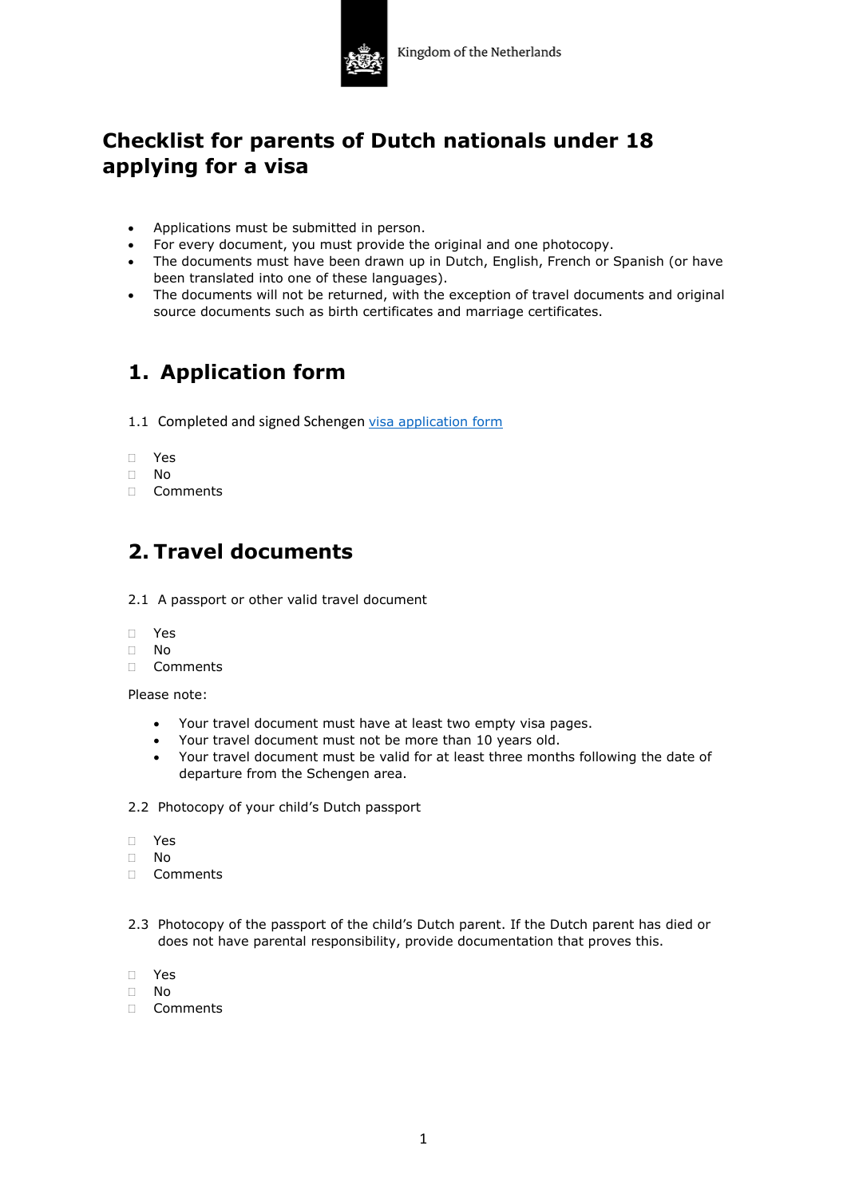Kingdom of the Netherlands

# Checklist for parents of Dutch nationals under 18 applying for a visa

- Applications must be submitted in person.
- For every document, you must provide the original and one photocopy.
- The documents must have been drawn up in Dutch, English, French or Spanish (or have been translated into one of these languages).
- The documents will not be returned, with the exception of travel documents and original source documents such as birth certificates and marriage certificates.

## 1. Application form

1.1 Completed and signed Schengen [visa application form]

- ☐ Yes
- ☐ No
- ☐ Comments

## 2. Travel documents

2.1 A passport or other valid travel document

- ☐ Yes
- ☐ No
- ☐ Comments

Please note:

- Your travel document must have at least two empty visa pages.
- Your travel document must not be more than 10 years old.
- Your travel document must be valid for at least three months following the date of departure from the Schengen area.

2.2 Photocopy of your child's Dutch passport

- ☐ Yes
- ☐ No
- ☐ Comments

2.3 Photocopy of the passport of the child's Dutch parent. If the Dutch parent has died or does not have parental responsibility, provide documentation that proves this.

- ☐ Yes
- ☐ No
- ☐ Comments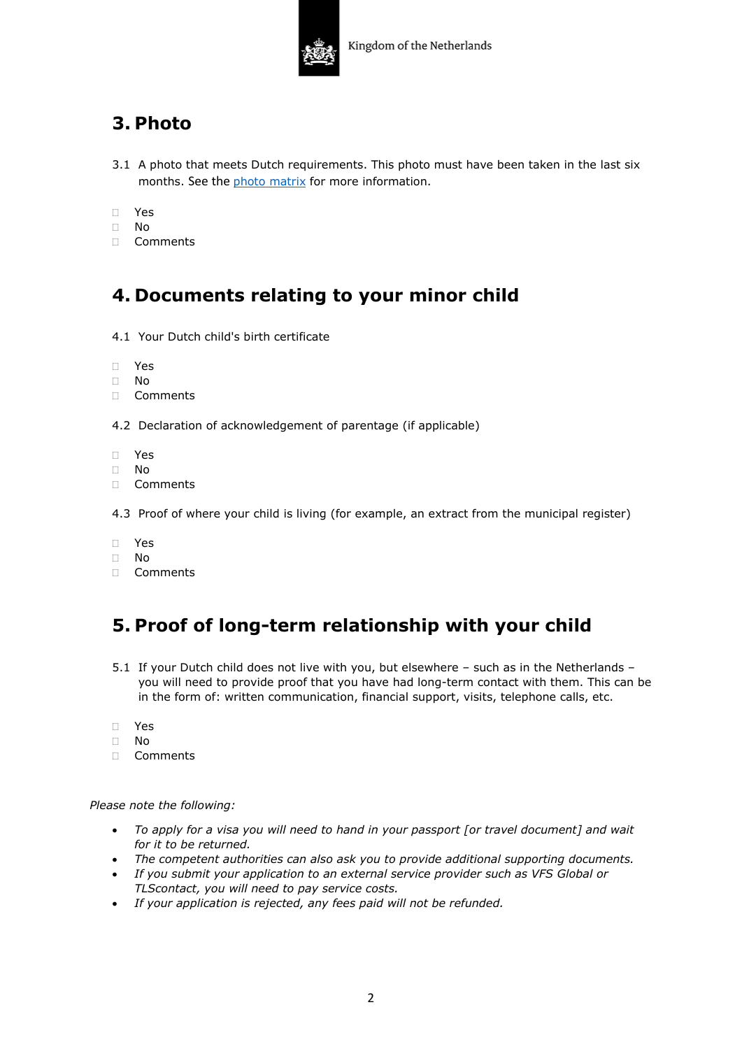## 3. Photo

3.1 A photo that meets Dutch requirements. This photo must have been taken in the last six months. See the photo matrix for more information.

- ☐ Yes
- ☐ No
- ☐ Comments

## 4. Documents relating to your minor child

4.1 Your Dutch child's birth certificate

- ☐ Yes
- ☐ No
- ☐ Comments

4.2 Declaration of acknowledgement of parentage (if applicable)

- ☐ Yes
- ☐ No
- ☐ Comments

4.3 Proof of where your child is living (for example, an extract from the municipal register)

- ☐ Yes
- ☐ No
- ☐ Comments

## 5. Proof of long-term relationship with your child

5.1 If your Dutch child does not live with you, but elsewhere – such as in the Netherlands – you will need to provide proof that you have had long-term contact with them. This can be in the form of: written communication, financial support, visits, telephone calls, etc.

- ☐ Yes
- ☐ No
- ☐ Comments

*Please note the following:*

- *To apply for a visa you will need to hand in your passport [or travel document] and wait for it to be returned.*
- *The competent authorities can also ask you to provide additional supporting documents.*
- *If you submit your application to an external service provider such as VFS Global or TLScontact, you will need to pay service costs.*
- *If your application is rejected, any fees paid will not be refunded.*